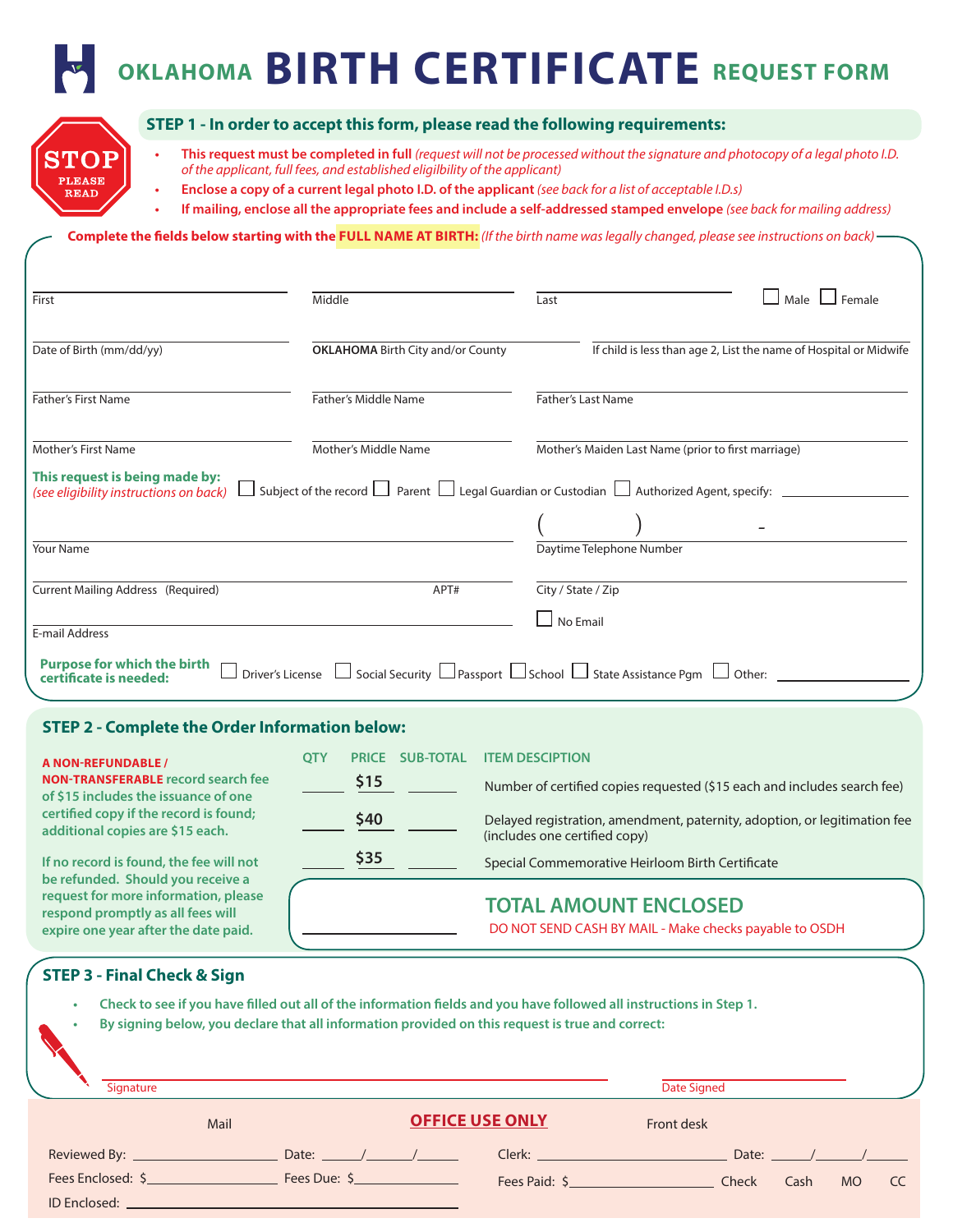# OKLAHOMA BIRTH CERTIFICATE REQUEST FORM

STOP PLEASE READ

## STEP 1 - In order to accept this form, please read the following requirements:

- **This request must be completed in full** *(request will not be processed without the signature and photocopy of a legal photo I.D. of the applicant, full fees, and established eligilbility of the applicant)*
- **Enclose a copy of a current legal photo I.D. of the applicant** *(see back for a list of acceptable I.D.s)*
- **If mailing, enclose all the appropriate fees and include a self-addressed stamped envelope** *(see back for mailing address)*

**Complete the fields below starting with the FULL NAME AT BIRTH:** *(If the birth name was legally changed, please see instructions on back)*

First ______ Middle ______ Last ______ ☐ Male ☐ Female

Date of Birth (mm/dd/yy) ______ **OKLAHOMA** Birth City and/or County ______ If child is less than age 2, List the name of Hospital or Midwife ______

Father's First Name ______ Father's Middle Name ______ Father's Last Name ______

Mother's First Name ______ Mother's Middle Name ______ Mother's Maiden Last Name (prior to first marriage) ______

**This request is being made by:** *(see eligibility instructions on back)* ☐ Subject of the record ☐ Parent ☐ Legal Guardian or Custodian ☐ Authorized Agent, specify: ______

Your Name ______ Daytime Telephone Number ( ) -

Current Mailing Address (Required) ______ APT# ______ City / State / Zip ______

E-mail Address ______ ☐ No Email

**Purpose for which the birth certificate is needed:** ☐ Driver's License ☐ Social Security ☐ Passport ☐ School ☐ State Assistance Pgm ☐ Other: ______

## STEP 2 - Complete the Order Information below:

**A NON-REFUNDABLE / NON-TRANSFERABLE record search fee of $15 includes the issuance of one certified copy if the record is found; additional copies are $15 each.**

**If no record is found, the fee will not be refunded. Should you receive a request for more information, please respond promptly as all fees will expire one year after the date paid.**

| QTY | PRICE | SUB-TOTAL | ITEM DESCIPTION |
|---|---|---|---|
| | $15 | | Number of certified copies requested ($15 each and includes search fee) |
| | $40 | | Delayed registration, amendment, paternity, adoption, or legitimation fee (includes one certified copy) |
| | $35 | | Special Commemorative Heirloom Birth Certificate |

**TOTAL AMOUNT ENCLOSED** ______

DO NOT SEND CASH BY MAIL - Make checks payable to OSDH

## STEP 3 - Final Check & Sign

- **Check to see if you have filled out all of the information fields and you have followed all instructions in Step 1.**
- **By signing below, you declare that all information provided on this request is true and correct:**

Signature ______ Date Signed ______

**OFFICE USE ONLY**

| Mail | | Front desk | |
|---|---|---|---|
| Reviewed By: ______ | Date: ___/___/___ | Clerk: ______ | Date: ___/___/___ |
| Fees Enclosed: $______ | Fees Due: $______ | Fees Paid: $______ | Check Cash MO CC |
| ID Enclosed: ______ | | | |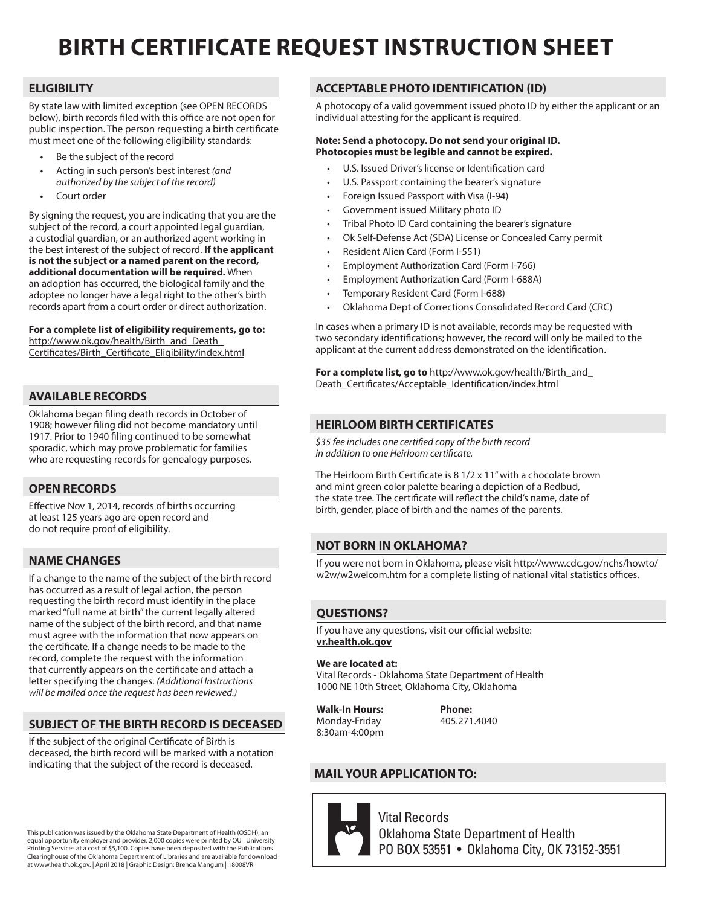# BIRTH CERTIFICATE REQUEST INSTRUCTION SHEET

## ELIGIBILITY

By state law with limited exception (see OPEN RECORDS below), birth records filed with this office are not open for public inspection. The person requesting a birth certificate must meet one of the following eligibility standards:

- Be the subject of the record
- Acting in such person's best interest *(and authorized by the subject of the record)*
- Court order

By signing the request, you are indicating that you are the subject of the record, a court appointed legal guardian, a custodial guardian, or an authorized agent working in the best interest of the subject of record. **If the applicant is not the subject or a named parent on the record, additional documentation will be required.** When an adoption has occurred, the biological family and the adoptee no longer have a legal right to the other's birth records apart from a court order or direct authorization.

**For a complete list of eligibility requirements, go to:** http://www.ok.gov/health/Birth_and_Death_Certificates/Birth_Certificate_Eligibility/index.html

## AVAILABLE RECORDS

Oklahoma began filing death records in October of 1908; however filing did not become mandatory until 1917. Prior to 1940 filing continued to be somewhat sporadic, which may prove problematic for families who are requesting records for genealogy purposes.

## OPEN RECORDS

Effective Nov 1, 2014, records of births occurring at least 125 years ago are open record and do not require proof of eligibility.

## NAME CHANGES

If a change to the name of the subject of the birth record has occurred as a result of legal action, the person requesting the birth record must identify in the place marked "full name at birth" the current legally altered name of the subject of the birth record, and that name must agree with the information that now appears on the certificate. If a change needs to be made to the record, complete the request with the information that currently appears on the certificate and attach a letter specifying the changes. *(Additional Instructions will be mailed once the request has been reviewed.)*

## SUBJECT OF THE BIRTH RECORD IS DECEASED

If the subject of the original Certificate of Birth is deceased, the birth record will be marked with a notation indicating that the subject of the record is deceased.

## ACCEPTABLE PHOTO IDENTIFICATION (ID)

A photocopy of a valid government issued photo ID by either the applicant or an individual attesting for the applicant is required.

**Note: Send a photocopy. Do not send your original ID. Photocopies must be legible and cannot be expired.**

- U.S. Issued Driver's license or Identification card
- U.S. Passport containing the bearer's signature
- Foreign Issued Passport with Visa (I-94)
- Government issued Military photo ID
- Tribal Photo ID Card containing the bearer's signature
- Ok Self-Defense Act (SDA) License or Concealed Carry permit
- Resident Alien Card (Form I-551)
- Employment Authorization Card (Form I-766)
- Employment Authorization Card (Form I-688A)
- Temporary Resident Card (Form I-688)
- Oklahoma Dept of Corrections Consolidated Record Card (CRC)

In cases when a primary ID is not available, records may be requested with two secondary identifications; however, the record will only be mailed to the applicant at the current address demonstrated on the identification.

**For a complete list, go to** http://www.ok.gov/health/Birth_and_Death_Certificates/Acceptable_Identification/index.html

## HEIRLOOM BIRTH CERTIFICATES

*$35 fee includes one certified copy of the birth record in addition to one Heirloom certificate.*

The Heirloom Birth Certificate is 8 1/2 x 11" with a chocolate brown and mint green color palette bearing a depiction of a Redbud, the state tree. The certificate will reflect the child's name, date of birth, gender, place of birth and the names of the parents.

## NOT BORN IN OKLAHOMA?

If you were not born in Oklahoma, please visit http://www.cdc.gov/nchs/howto/w2w/w2welcom.htm for a complete listing of national vital statistics offices.

## QUESTIONS?

If you have any questions, visit our official website: **vr.health.ok.gov**

**We are located at:**
Vital Records - Oklahoma State Department of Health
1000 NE 10th Street, Oklahoma City, Oklahoma

**Walk-In Hours:**
Monday-Friday
8:30am-4:00pm

**Phone:**
405.271.4040

## MAIL YOUR APPLICATION TO:

Vital Records
Oklahoma State Department of Health
PO BOX 53551 • Oklahoma City, OK 73152-3551

This publication was issued by the Oklahoma State Department of Health (OSDH), an equal opportunity employer and provider. 2,000 copies were printed by OU | University Printing Services at a cost of $5,100. Copies have been deposited with the Publications Clearinghouse of the Oklahoma Department of Libraries and are available for download at www.health.ok.gov. | April 2018 | Graphic Design: Brenda Mangum | 18008VR